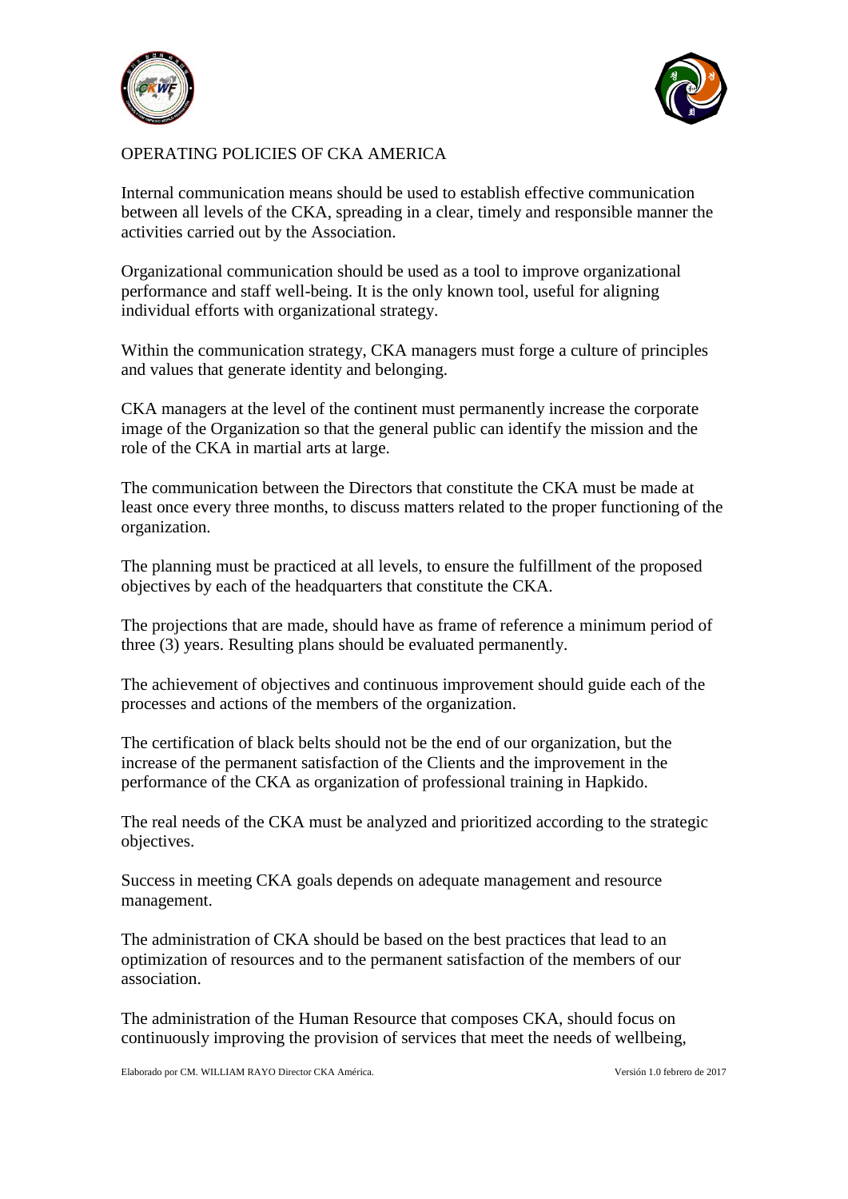# OPERATING POLICIES OF CKA AMERICA

Internal communication means should be used to establish effective communication between all levels of the CKA, spreading in a clear, timely and responsible manner the activities carried out by the Association.

Organizational communication should be used as a tool to improve organizational performance and staff well-being. It is the only known tool, useful for aligning individual efforts with organizational strategy.

Within the communication strategy, CKA managers must forge a culture of principles and values that generate identity and belonging.

CKA managers at the level of the continent must permanently increase the corporate image of the Organization so that the general public can identify the mission and the role of the CKA in martial arts at large.

The communication between the Directors that constitute the CKA must be made at least once every three months, to discuss matters related to the proper functioning of the organization.

The planning must be practiced at all levels, to ensure the fulfillment of the proposed objectives by each of the headquarters that constitute the CKA.

The projections that are made, should have as frame of reference a minimum period of three (3) years. Resulting plans should be evaluated permanently.

The achievement of objectives and continuous improvement should guide each of the processes and actions of the members of the organization.

The certification of black belts should not be the end of our organization, but the increase of the permanent satisfaction of the Clients and the improvement in the performance of the CKA as organization of professional training in Hapkido.

The real needs of the CKA must be analyzed and prioritized according to the strategic objectives.

Success in meeting CKA goals depends on adequate management and resource management.

The administration of CKA should be based on the best practices that lead to an optimization of resources and to the permanent satisfaction of the members of our association.

The administration of the Human Resource that composes CKA, should focus on continuously improving the provision of services that meet the needs of wellbeing,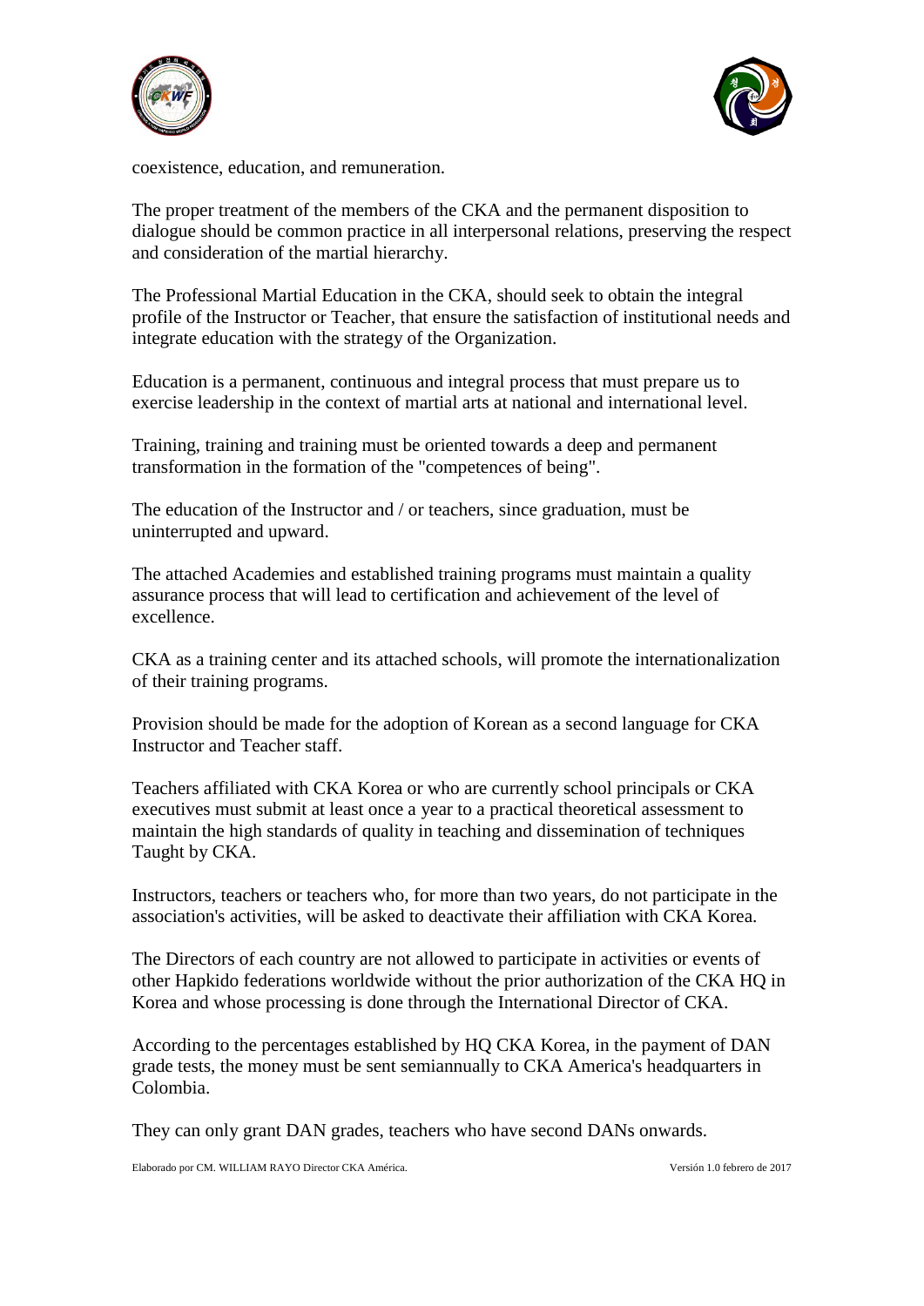coexistence, education, and remuneration.

The proper treatment of the members of the CKA and the permanent disposition to dialogue should be common practice in all interpersonal relations, preserving the respect and consideration of the martial hierarchy.

The Professional Martial Education in the CKA, should seek to obtain the integral profile of the Instructor or Teacher, that ensure the satisfaction of institutional needs and integrate education with the strategy of the Organization.

Education is a permanent, continuous and integral process that must prepare us to exercise leadership in the context of martial arts at national and international level.

Training, training and training must be oriented towards a deep and permanent transformation in the formation of the "competences of being".

The education of the Instructor and / or teachers, since graduation, must be uninterrupted and upward.

The attached Academies and established training programs must maintain a quality assurance process that will lead to certification and achievement of the level of excellence.

CKA as a training center and its attached schools, will promote the internationalization of their training programs.

Provision should be made for the adoption of Korean as a second language for CKA Instructor and Teacher staff.

Teachers affiliated with CKA Korea or who are currently school principals or CKA executives must submit at least once a year to a practical theoretical assessment to maintain the high standards of quality in teaching and dissemination of techniques Taught by CKA.

Instructors, teachers or teachers who, for more than two years, do not participate in the association's activities, will be asked to deactivate their affiliation with CKA Korea.

The Directors of each country are not allowed to participate in activities or events of other Hapkido federations worldwide without the prior authorization of the CKA HQ in Korea and whose processing is done through the International Director of CKA.

According to the percentages established by HQ CKA Korea, in the payment of DAN grade tests, the money must be sent semiannually to CKA America's headquarters in Colombia.

They can only grant DAN grades, teachers who have second DANs onwards.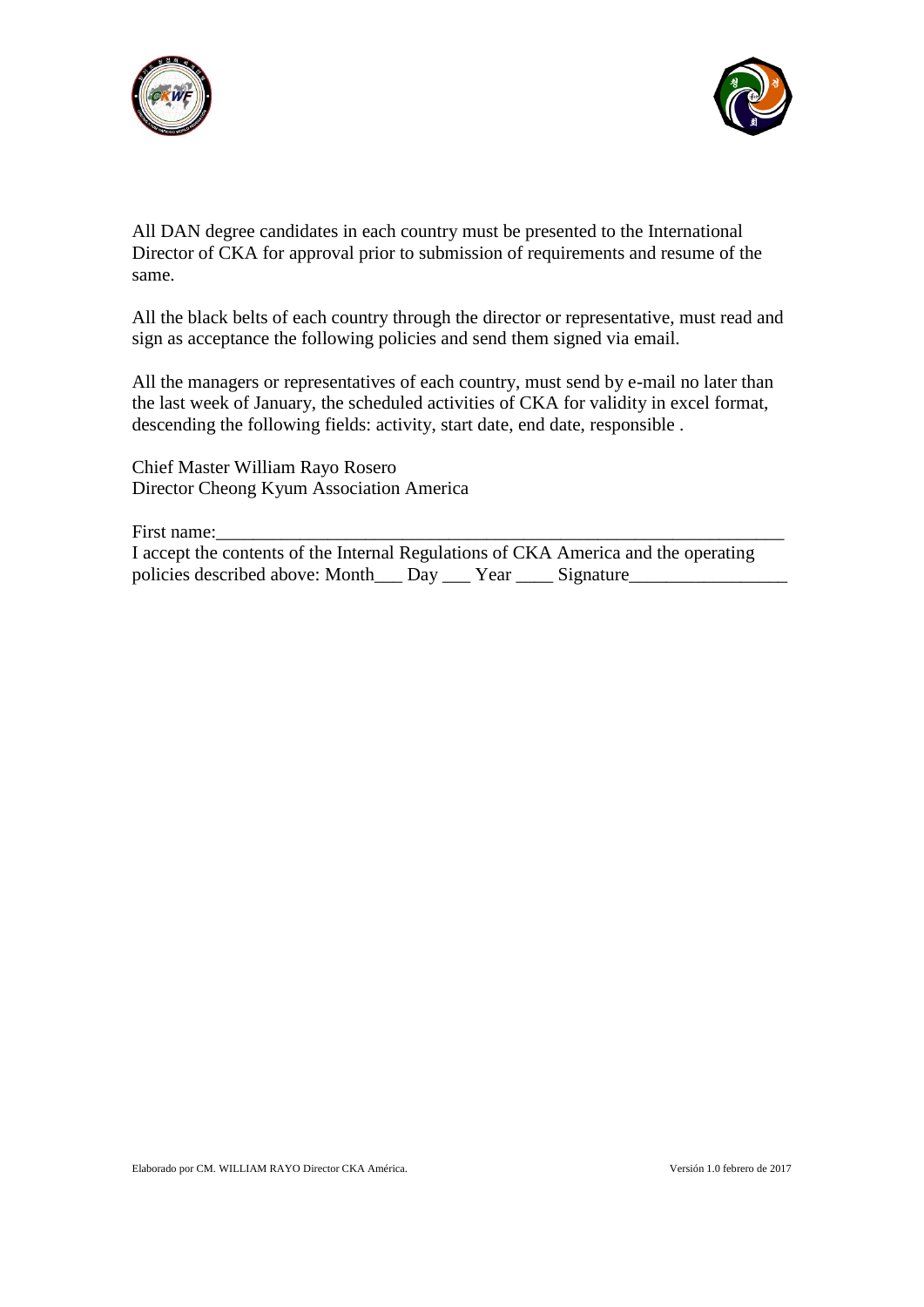All DAN degree candidates in each country must be presented to the International Director of CKA for approval prior to submission of requirements and resume of the same.

All the black belts of each country through the director or representative, must read and sign as acceptance the following policies and send them signed via email.

All the managers or representatives of each country, must send by e-mail no later than the last week of January, the scheduled activities of CKA for validity in excel format, descending the following fields: activity, start date, end date, responsible .

Chief Master William Rayo Rosero
Director Cheong Kyum Association America

First name:_______________________________________________________________
I accept the contents of the Internal Regulations of CKA America and the operating policies described above: Month___ Day ___ Year ____ Signature_________________

Elaborado por CM. WILLIAM RAYO Director CKA América. Versión 1.0 febrero de 2017